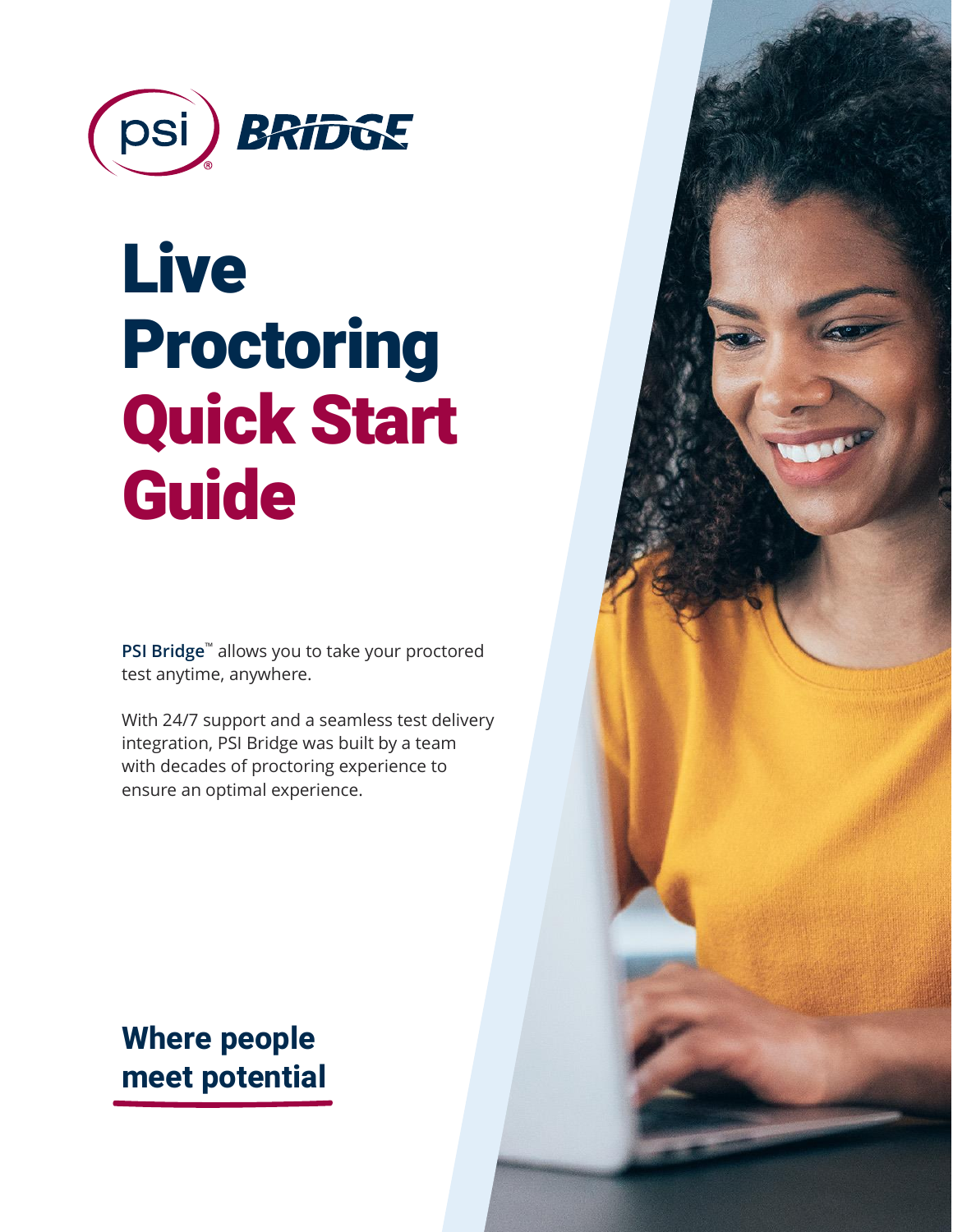psi BRIDGE

# Live Proctoring Quick Start Guide

**PSI Bridge**™ allows you to take your proctored test anytime, anywhere.

With 24/7 support and a seamless test delivery integration, PSI Bridge was built by a team with decades of proctoring experience to ensure an optimal experience.

**Where people meet potential**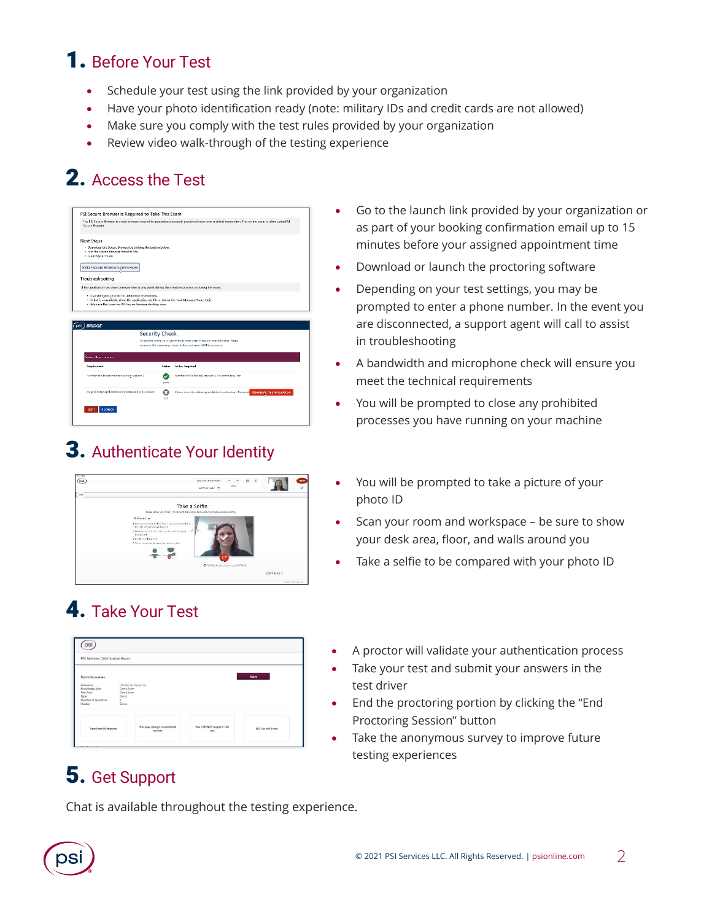## 1. Before Your Test

- Schedule your test using the link provided by your organization
- Have your photo identification ready (note: military IDs and credit cards are not allowed)
- Make sure you comply with the test rules provided by your organization
- Review video walk-through of the testing experience

## 2. Access the Test

- Go to the launch link provided by your organization or as part of your booking confirmation email up to 15 minutes before your assigned appointment time
- Download or launch the proctoring software
- Depending on your test settings, you may be prompted to enter a phone number. In the event you are disconnected, a support agent will call to assist in troubleshooting
- A bandwidth and microphone check will ensure you meet the technical requirements
- You will be prompted to close any prohibited processes you have running on your machine

## 3. Authenticate Your Identity

- You will be prompted to take a picture of your photo ID
- Scan your room and workspace – be sure to show your desk area, floor, and walls around you
- Take a selfie to be compared with your photo ID

## 4. Take Your Test

- A proctor will validate your authentication process
- Take your test and submit your answers in the test driver
- End the proctoring portion by clicking the "End Proctoring Session" button
- Take the anonymous survey to improve future testing experiences

## 5. Get Support

Chat is available throughout the testing experience.

© 2021 PSI Services LLC. All Rights Reserved. | psionline.com